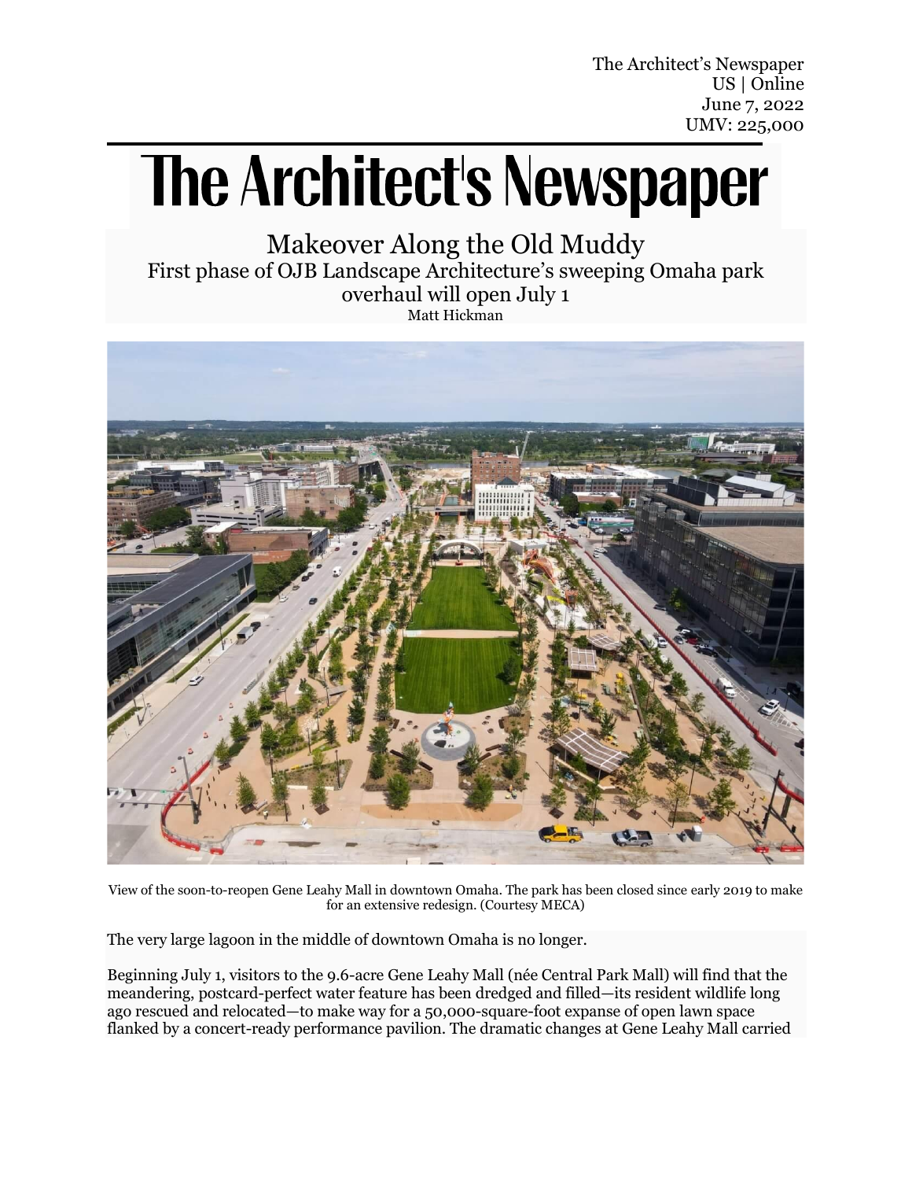The Architect's Newspaper
US | Online
June 7, 2022
UMV: 225,000

# The Architect's Newspaper

## Makeover Along the Old Muddy

### First phase of OJB Landscape Architecture's sweeping Omaha park overhaul will open July 1

Matt Hickman

View of the soon-to-reopen Gene Leahy Mall in downtown Omaha. The park has been closed since early 2019 to make for an extensive redesign. (Courtesy MECA)

The very large lagoon in the middle of downtown Omaha is no longer.

Beginning July 1, visitors to the 9.6-acre Gene Leahy Mall (née Central Park Mall) will find that the meandering, postcard-perfect water feature has been dredged and filled—its resident wildlife long ago rescued and relocated—to make way for a 50,000-square-foot expanse of open lawn space flanked by a concert-ready performance pavilion. The dramatic changes at Gene Leahy Mall carried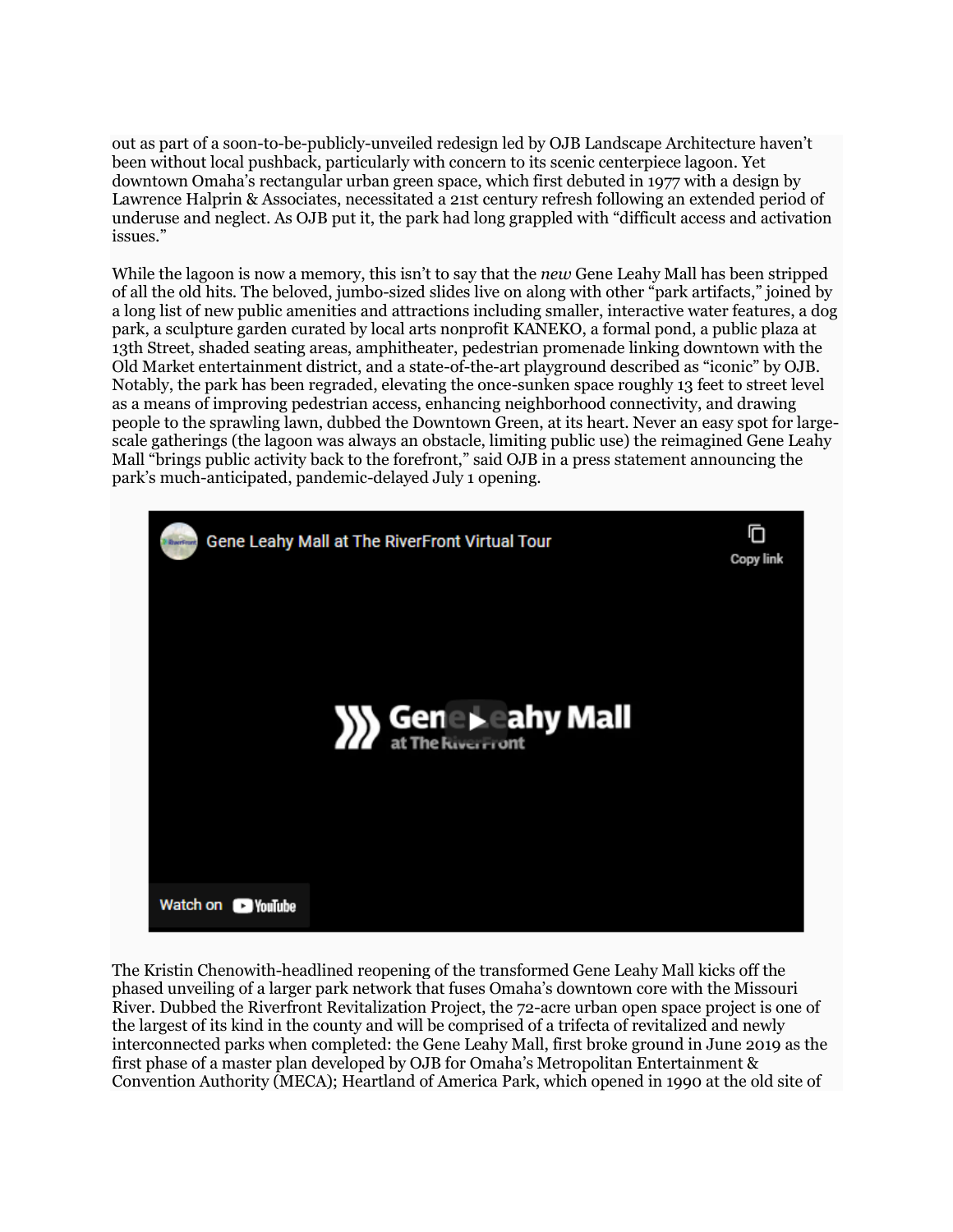out as part of a soon-to-be-publicly-unveiled redesign led by OJB Landscape Architecture haven't been without local pushback, particularly with concern to its scenic centerpiece lagoon. Yet downtown Omaha's rectangular urban green space, which first debuted in 1977 with a design by Lawrence Halprin & Associates, necessitated a 21st century refresh following an extended period of underuse and neglect. As OJB put it, the park had long grappled with "difficult access and activation issues."

While the lagoon is now a memory, this isn't to say that the *new* Gene Leahy Mall has been stripped of all the old hits. The beloved, jumbo-sized slides live on along with other "park artifacts," joined by a long list of new public amenities and attractions including smaller, interactive water features, a dog park, a sculpture garden curated by local arts nonprofit KANEKO, a formal pond, a public plaza at 13th Street, shaded seating areas, amphitheater, pedestrian promenade linking downtown with the Old Market entertainment district, and a state-of-the-art playground described as "iconic" by OJB. Notably, the park has been regraded, elevating the once-sunken space roughly 13 feet to street level as a means of improving pedestrian access, enhancing neighborhood connectivity, and drawing people to the sprawling lawn, dubbed the Downtown Green, at its heart. Never an easy spot for large-scale gatherings (the lagoon was always an obstacle, limiting public use) the reimagined Gene Leahy Mall "brings public activity back to the forefront," said OJB in a press statement announcing the park's much-anticipated, pandemic-delayed July 1 opening.

Gene Leahy Mall at The RiverFront Virtual Tour

Watch on YouTube

The Kristin Chenowith-headlined reopening of the transformed Gene Leahy Mall kicks off the phased unveiling of a larger park network that fuses Omaha's downtown core with the Missouri River. Dubbed the Riverfront Revitalization Project, the 72-acre urban open space project is one of the largest of its kind in the county and will be comprised of a trifecta of revitalized and newly interconnected parks when completed: the Gene Leahy Mall, first broke ground in June 2019 as the first phase of a master plan developed by OJB for Omaha's Metropolitan Entertainment & Convention Authority (MECA); Heartland of America Park, which opened in 1990 at the old site of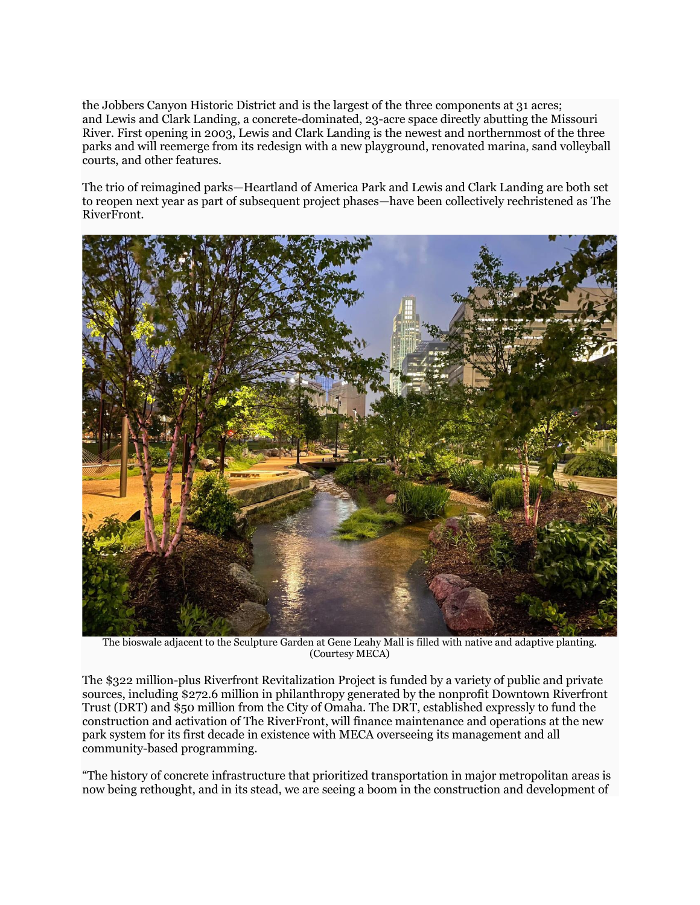the Jobbers Canyon Historic District and is the largest of the three components at 31 acres; and Lewis and Clark Landing, a concrete-dominated, 23-acre space directly abutting the Missouri River. First opening in 2003, Lewis and Clark Landing is the newest and northernmost of the three parks and will reemerge from its redesign with a new playground, renovated marina, sand volleyball courts, and other features.

The trio of reimagined parks—Heartland of America Park and Lewis and Clark Landing are both set to reopen next year as part of subsequent project phases—have been collectively rechristened as The RiverFront.

The bioswale adjacent to the Sculpture Garden at Gene Leahy Mall is filled with native and adaptive planting. (Courtesy MECA)

The $322 million-plus Riverfront Revitalization Project is funded by a variety of public and private sources, including $272.6 million in philanthropy generated by the nonprofit Downtown Riverfront Trust (DRT) and $50 million from the City of Omaha. The DRT, established expressly to fund the construction and activation of The RiverFront, will finance maintenance and operations at the new park system for its first decade in existence with MECA overseeing its management and all community-based programming.

"The history of concrete infrastructure that prioritized transportation in major metropolitan areas is now being rethought, and in its stead, we are seeing a boom in the construction and development of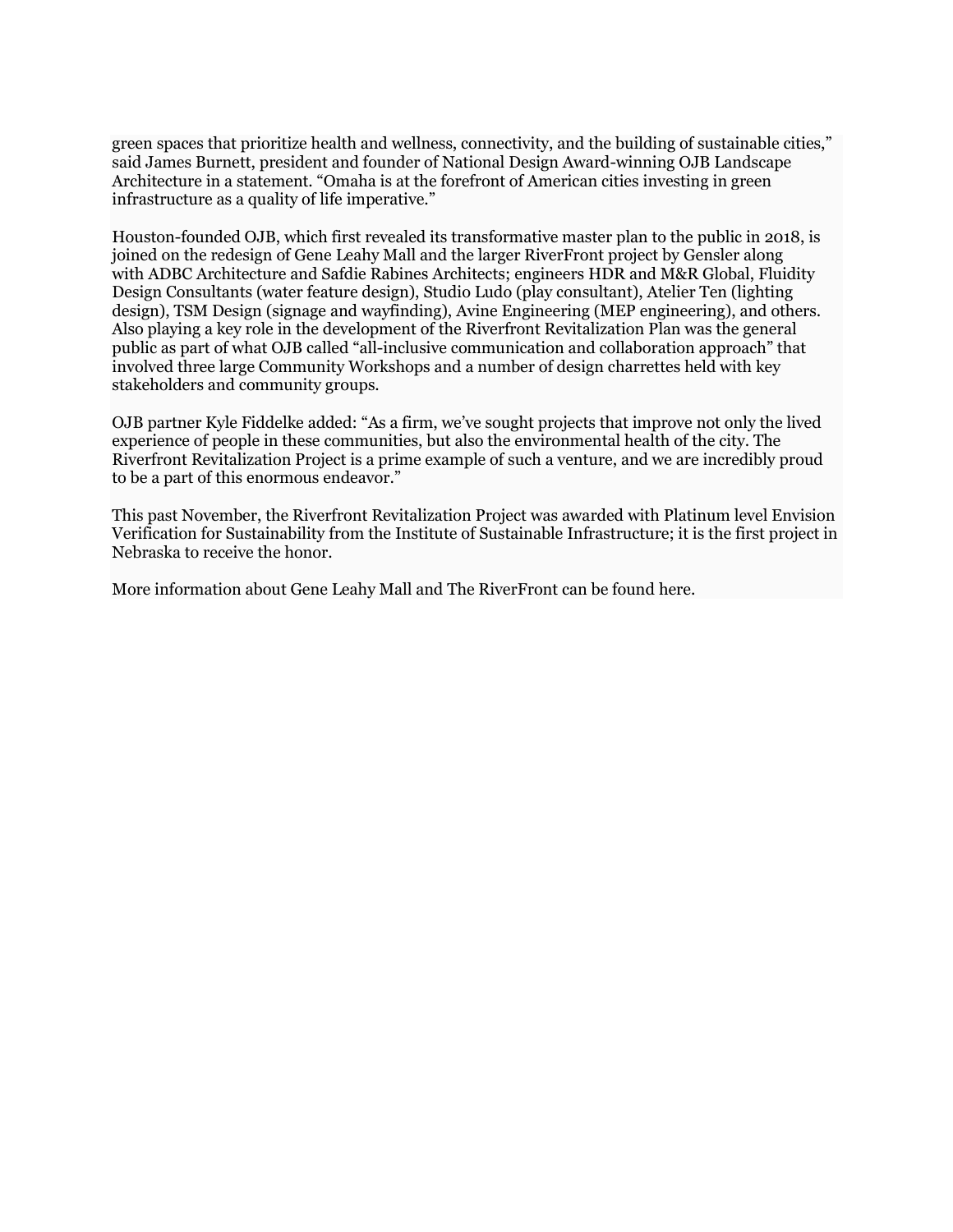green spaces that prioritize health and wellness, connectivity, and the building of sustainable cities," said James Burnett, president and founder of National Design Award-winning OJB Landscape Architecture in a statement. "Omaha is at the forefront of American cities investing in green infrastructure as a quality of life imperative."

Houston-founded OJB, which first revealed its transformative master plan to the public in 2018, is joined on the redesign of Gene Leahy Mall and the larger RiverFront project by Gensler along with ADBC Architecture and Safdie Rabines Architects; engineers HDR and M&R Global, Fluidity Design Consultants (water feature design), Studio Ludo (play consultant), Atelier Ten (lighting design), TSM Design (signage and wayfinding), Avine Engineering (MEP engineering), and others. Also playing a key role in the development of the Riverfront Revitalization Plan was the general public as part of what OJB called "all-inclusive communication and collaboration approach" that involved three large Community Workshops and a number of design charrettes held with key stakeholders and community groups.

OJB partner Kyle Fiddelke added: "As a firm, we've sought projects that improve not only the lived experience of people in these communities, but also the environmental health of the city. The Riverfront Revitalization Project is a prime example of such a venture, and we are incredibly proud to be a part of this enormous endeavor."

This past November, the Riverfront Revitalization Project was awarded with Platinum level Envision Verification for Sustainability from the Institute of Sustainable Infrastructure; it is the first project in Nebraska to receive the honor.

More information about Gene Leahy Mall and The RiverFront can be found here.